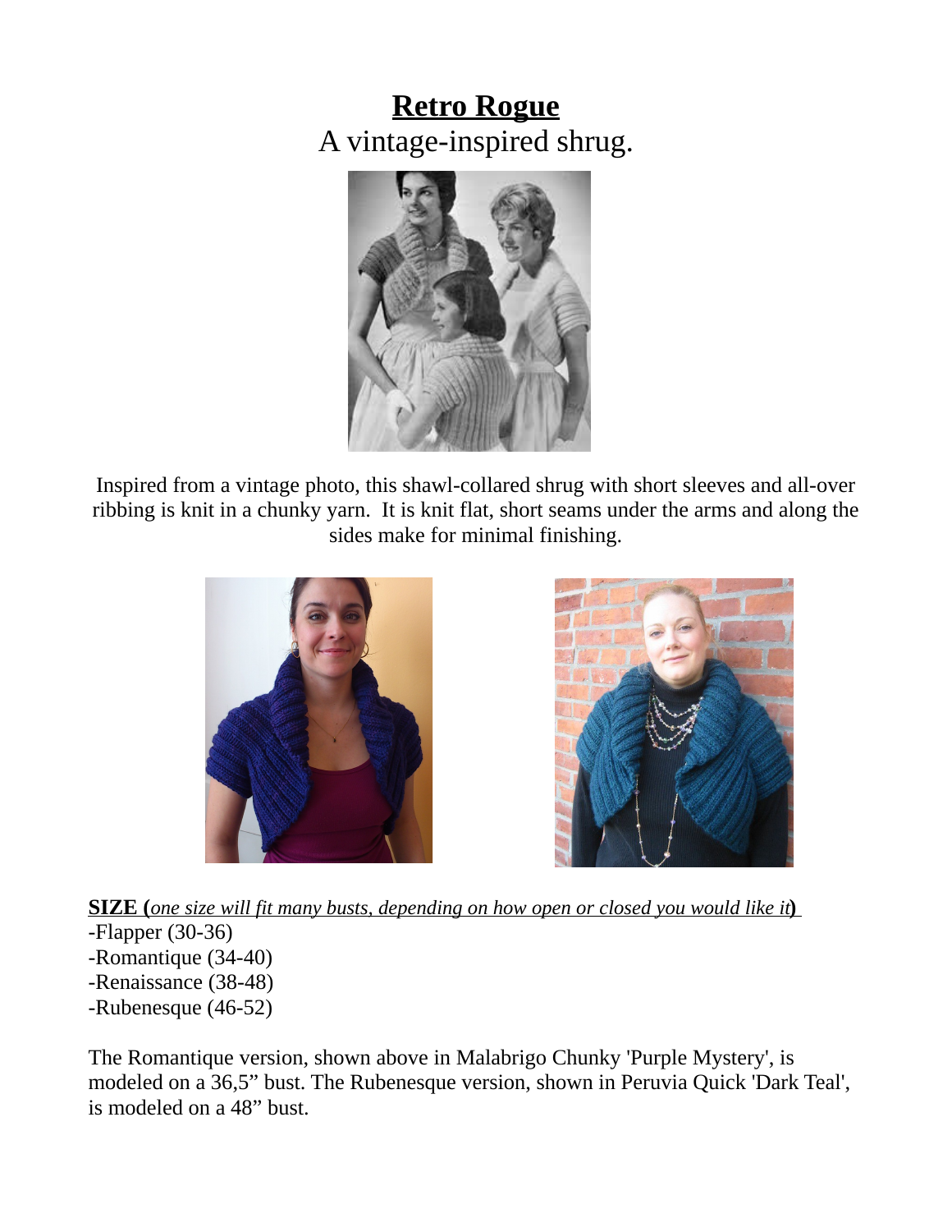# **Retro Rogue**

A vintage-inspired shrug.

Inspired from a vintage photo, this shawl-collared shrug with short sleeves and all-over ribbing is knit in a chunky yarn. It is knit flat, short seams under the arms and along the sides make for minimal finishing.

**SIZE (*one size will fit many busts, depending on how open or closed you would like it*)**

- Flapper (30-36)
- Romantique (34-40)
- Renaissance (38-48)
- Rubenesque (46-52)

The Romantique version, shown above in Malabrigo Chunky 'Purple Mystery', is modeled on a 36,5" bust. The Rubenesque version, shown in Peruvia Quick 'Dark Teal', is modeled on a 48" bust.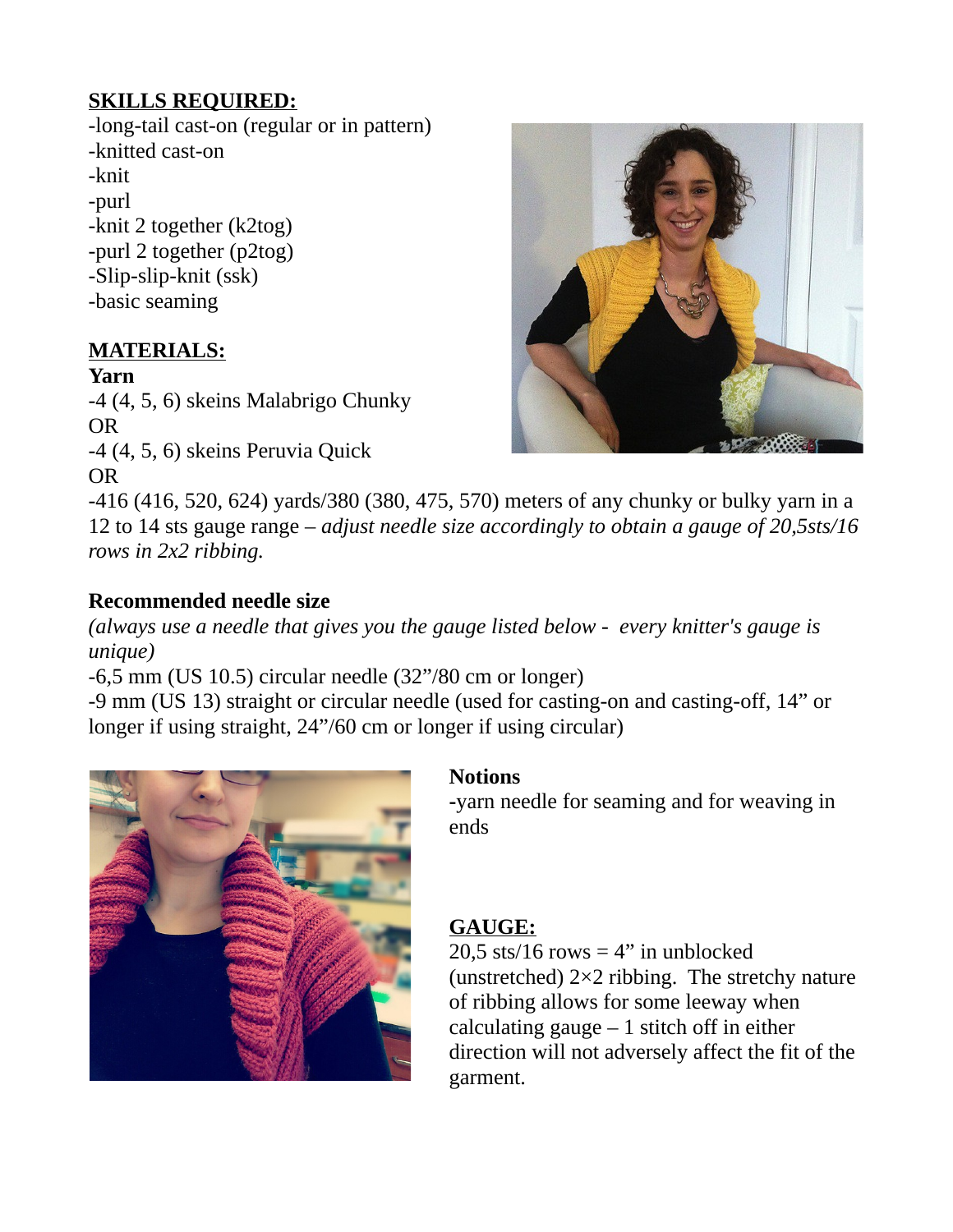## SKILLS REQUIRED:

-long-tail cast-on (regular or in pattern)
-knitted cast-on
-knit
-purl
-knit 2 together (k2tog)
-purl 2 together (p2tog)
-Slip-slip-knit (ssk)
-basic seaming

## MATERIALS:

**Yarn**

-4 (4, 5, 6) skeins Malabrigo Chunky
OR
-4 (4, 5, 6) skeins Peruvia Quick
OR
-416 (416, 520, 624) yards/380 (380, 475, 570) meters of any chunky or bulky yarn in a 12 to 14 sts gauge range – *adjust needle size accordingly to obtain a gauge of 20,5sts/16 rows in 2x2 ribbing.*

**Recommended needle size**

*(always use a needle that gives you the gauge listed below - every knitter's gauge is unique)*

-6,5 mm (US 10.5) circular needle (32"/80 cm or longer)
-9 mm (US 13) straight or circular needle (used for casting-on and casting-off, 14" or longer if using straight, 24"/60 cm or longer if using circular)

**Notions**

-yarn needle for seaming and for weaving in ends

## GAUGE:

20,5 sts/16 rows = 4" in unblocked (unstretched) 2×2 ribbing. The stretchy nature of ribbing allows for some leeway when calculating gauge – 1 stitch off in either direction will not adversely affect the fit of the garment.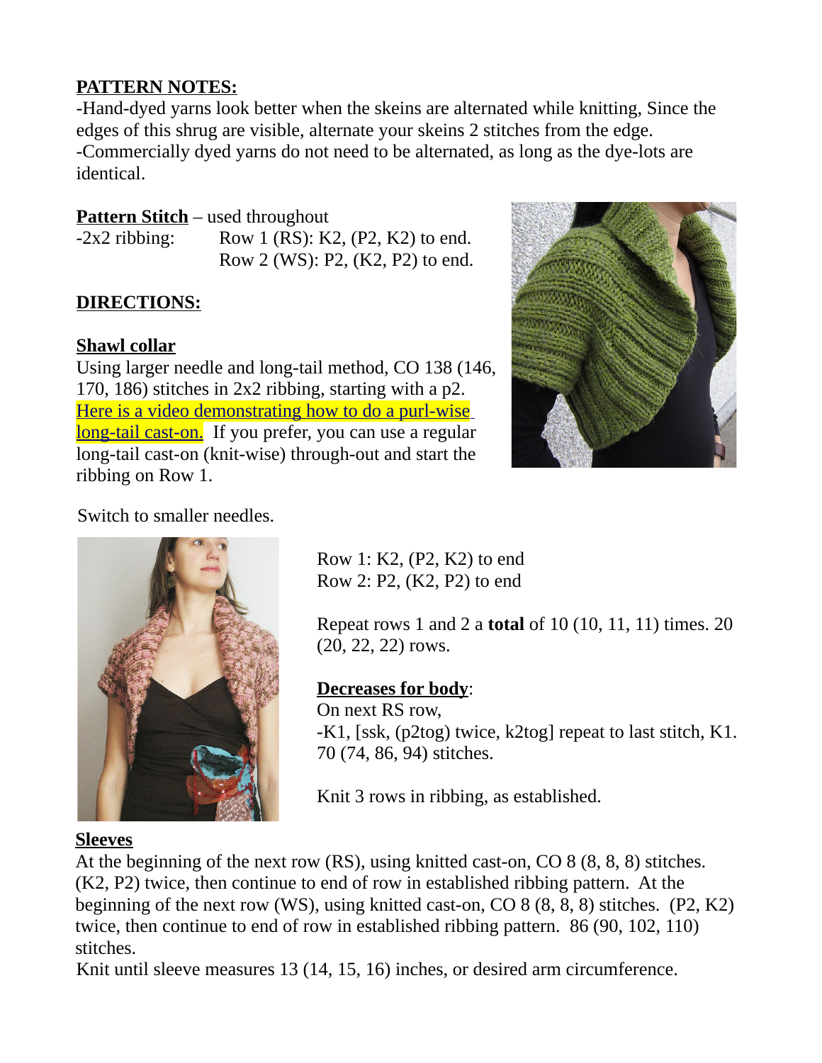## PATTERN NOTES:

-Hand-dyed yarns look better when the skeins are alternated while knitting, Since the edges of this shrug are visible, alternate your skeins 2 stitches from the edge.
-Commercially dyed yarns do not need to be alternated, as long as the dye-lots are identical.

**Pattern Stitch** – used throughout

-2x2 ribbing:
Row 1 (RS): K2, (P2, K2) to end.
Row 2 (WS): P2, (K2, P2) to end.

## DIRECTIONS:

### Shawl collar

Using larger needle and long-tail method, CO 138 (146, 170, 186) stitches in 2x2 ribbing, starting with a p2. Here is a video demonstrating how to do a purl-wise long-tail cast-on. If you prefer, you can use a regular long-tail cast-on (knit-wise) through-out and start the ribbing on Row 1.

Switch to smaller needles.

Row 1: K2, (P2, K2) to end
Row 2: P2, (K2, P2) to end

Repeat rows 1 and 2 a **total** of 10 (10, 11, 11) times. 20 (20, 22, 22) rows.

### Decreases for body:

On next RS row,
-K1, [ssk, (p2tog) twice, k2tog] repeat to last stitch, K1. 70 (74, 86, 94) stitches.

Knit 3 rows in ribbing, as established.

### Sleeves

At the beginning of the next row (RS), using knitted cast-on, CO 8 (8, 8, 8) stitches. (K2, P2) twice, then continue to end of row in established ribbing pattern. At the beginning of the next row (WS), using knitted cast-on, CO 8 (8, 8, 8) stitches. (P2, K2) twice, then continue to end of row in established ribbing pattern. 86 (90, 102, 110) stitches.
Knit until sleeve measures 13 (14, 15, 16) inches, or desired arm circumference.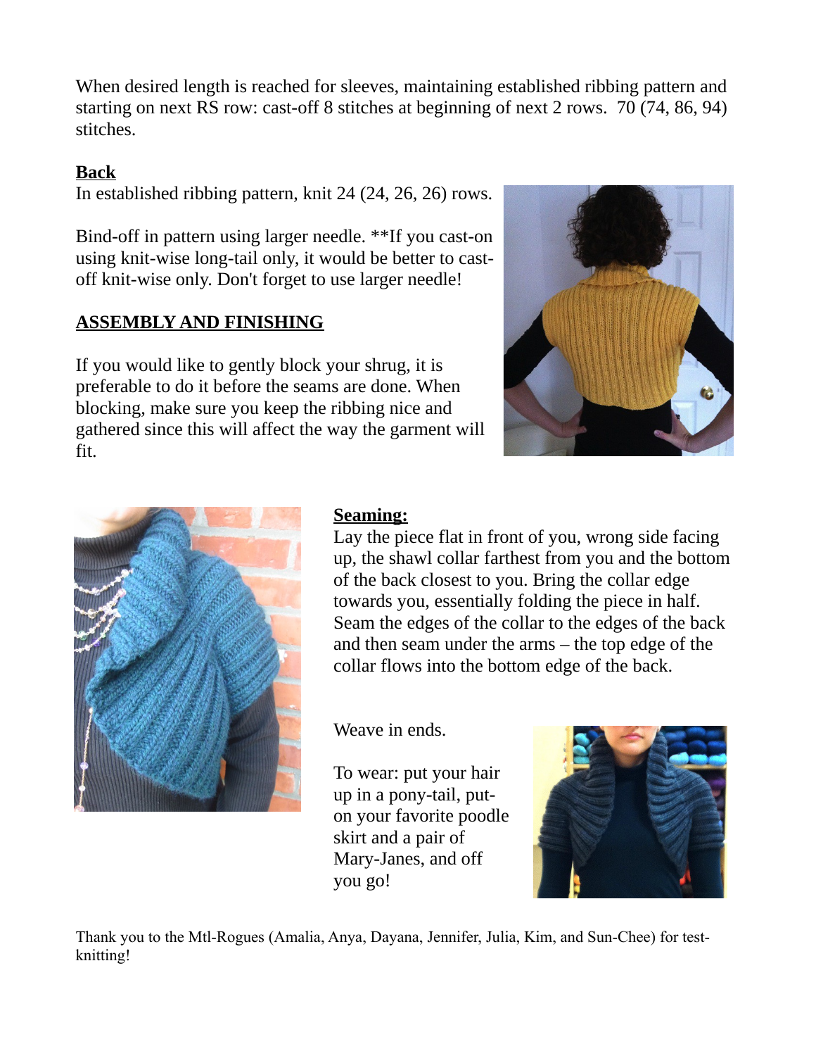When desired length is reached for sleeves, maintaining established ribbing pattern and starting on next RS row: cast-off 8 stitches at beginning of next 2 rows. 70 (74, 86, 94) stitches.

## Back

In established ribbing pattern, knit 24 (24, 26, 26) rows.

Bind-off in pattern using larger needle. **If you cast-on using knit-wise long-tail only, it would be better to cast-off knit-wise only. Don't forget to use larger needle!

## ASSEMBLY AND FINISHING

If you would like to gently block your shrug, it is preferable to do it before the seams are done. When blocking, make sure you keep the ribbing nice and gathered since this will affect the way the garment will fit.

### Seaming:

Lay the piece flat in front of you, wrong side facing up, the shawl collar farthest from you and the bottom of the back closest to you. Bring the collar edge towards you, essentially folding the piece in half. Seam the edges of the collar to the edges of the back and then seam under the arms – the top edge of the collar flows into the bottom edge of the back.

Weave in ends.

To wear: put your hair up in a pony-tail, put-on your favorite poodle skirt and a pair of Mary-Janes, and off you go!

Thank you to the Mtl-Rogues (Amalia, Anya, Dayana, Jennifer, Julia, Kim, and Sun-Chee) for test-knitting!